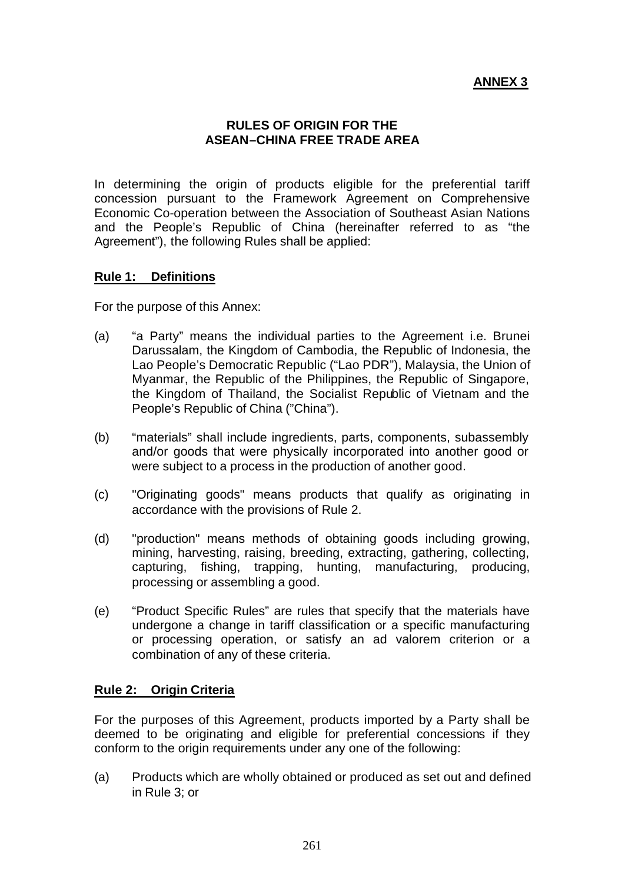**ANNEX 3**

## RULES OF ORIGIN FOR THE ASEAN–CHINA FREE TRADE AREA

In determining the origin of products eligible for the preferential tariff concession pursuant to the Framework Agreement on Comprehensive Economic Co-operation between the Association of Southeast Asian Nations and the People's Republic of China (hereinafter referred to as "the Agreement"), the following Rules shall be applied:

### Rule 1: Definitions

For the purpose of this Annex:

(a) "a Party" means the individual parties to the Agreement i.e. Brunei Darussalam, the Kingdom of Cambodia, the Republic of Indonesia, the Lao People's Democratic Republic ("Lao PDR"), Malaysia, the Union of Myanmar, the Republic of the Philippines, the Republic of Singapore, the Kingdom of Thailand, the Socialist Republic of Vietnam and the People's Republic of China ("China").

(b) "materials" shall include ingredients, parts, components, subassembly and/or goods that were physically incorporated into another good or were subject to a process in the production of another good.

(c) "Originating goods" means products that qualify as originating in accordance with the provisions of Rule 2.

(d) "production" means methods of obtaining goods including growing, mining, harvesting, raising, breeding, extracting, gathering, collecting, capturing, fishing, trapping, hunting, manufacturing, producing, processing or assembling a good.

(e) "Product Specific Rules" are rules that specify that the materials have undergone a change in tariff classification or a specific manufacturing or processing operation, or satisfy an ad valorem criterion or a combination of any of these criteria.

### Rule 2: Origin Criteria

For the purposes of this Agreement, products imported by a Party shall be deemed to be originating and eligible for preferential concessions if they conform to the origin requirements under any one of the following:

(a) Products which are wholly obtained or produced as set out and defined in Rule 3; or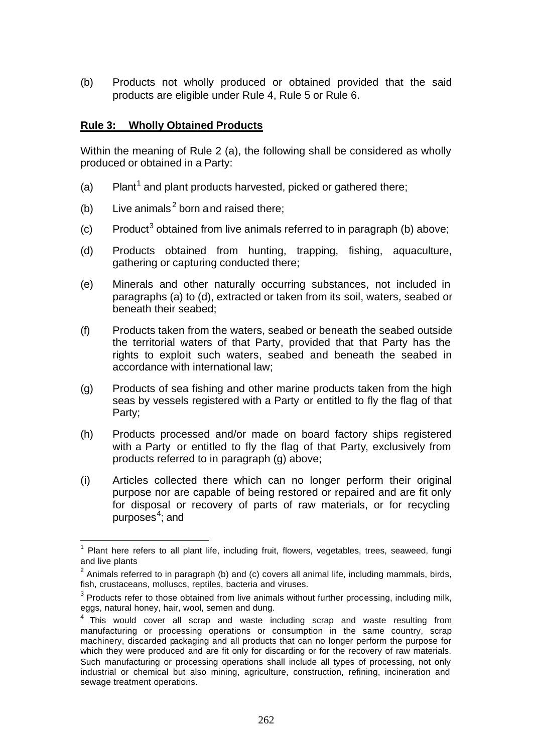(b) Products not wholly produced or obtained provided that the said products are eligible under Rule 4, Rule 5 or Rule 6.

**Rule 3: Wholly Obtained Products**

Within the meaning of Rule 2 (a), the following shall be considered as wholly produced or obtained in a Party:

(a) Plant[1] and plant products harvested, picked or gathered there;

(b) Live animals[2] born and raised there;

(c) Product[3] obtained from live animals referred to in paragraph (b) above;

(d) Products obtained from hunting, trapping, fishing, aquaculture, gathering or capturing conducted there;

(e) Minerals and other naturally occurring substances, not included in paragraphs (a) to (d), extracted or taken from its soil, waters, seabed or beneath their seabed;

(f) Products taken from the waters, seabed or beneath the seabed outside the territorial waters of that Party, provided that that Party has the rights to exploit such waters, seabed and beneath the seabed in accordance with international law;

(g) Products of sea fishing and other marine products taken from the high seas by vessels registered with a Party or entitled to fly the flag of that Party;

(h) Products processed and/or made on board factory ships registered with a Party or entitled to fly the flag of that Party, exclusively from products referred to in paragraph (g) above;

(i) Articles collected there which can no longer perform their original purpose nor are capable of being restored or repaired and are fit only for disposal or recovery of parts of raw materials, or for recycling purposes[4]; and

---

[1] Plant here refers to all plant life, including fruit, flowers, vegetables, trees, seaweed, fungi and live plants

[2] Animals referred to in paragraph (b) and (c) covers all animal life, including mammals, birds, fish, crustaceans, molluscs, reptiles, bacteria and viruses.

[3] Products refer to those obtained from live animals without further processing, including milk, eggs, natural honey, hair, wool, semen and dung.

[4] This would cover all scrap and waste including scrap and waste resulting from manufacturing or processing operations or consumption in the same country, scrap machinery, discarded packaging and all products that can no longer perform the purpose for which they were produced and are fit only for discarding or for the recovery of raw materials. Such manufacturing or processing operations shall include all types of processing, not only industrial or chemical but also mining, agriculture, construction, refining, incineration and sewage treatment operations.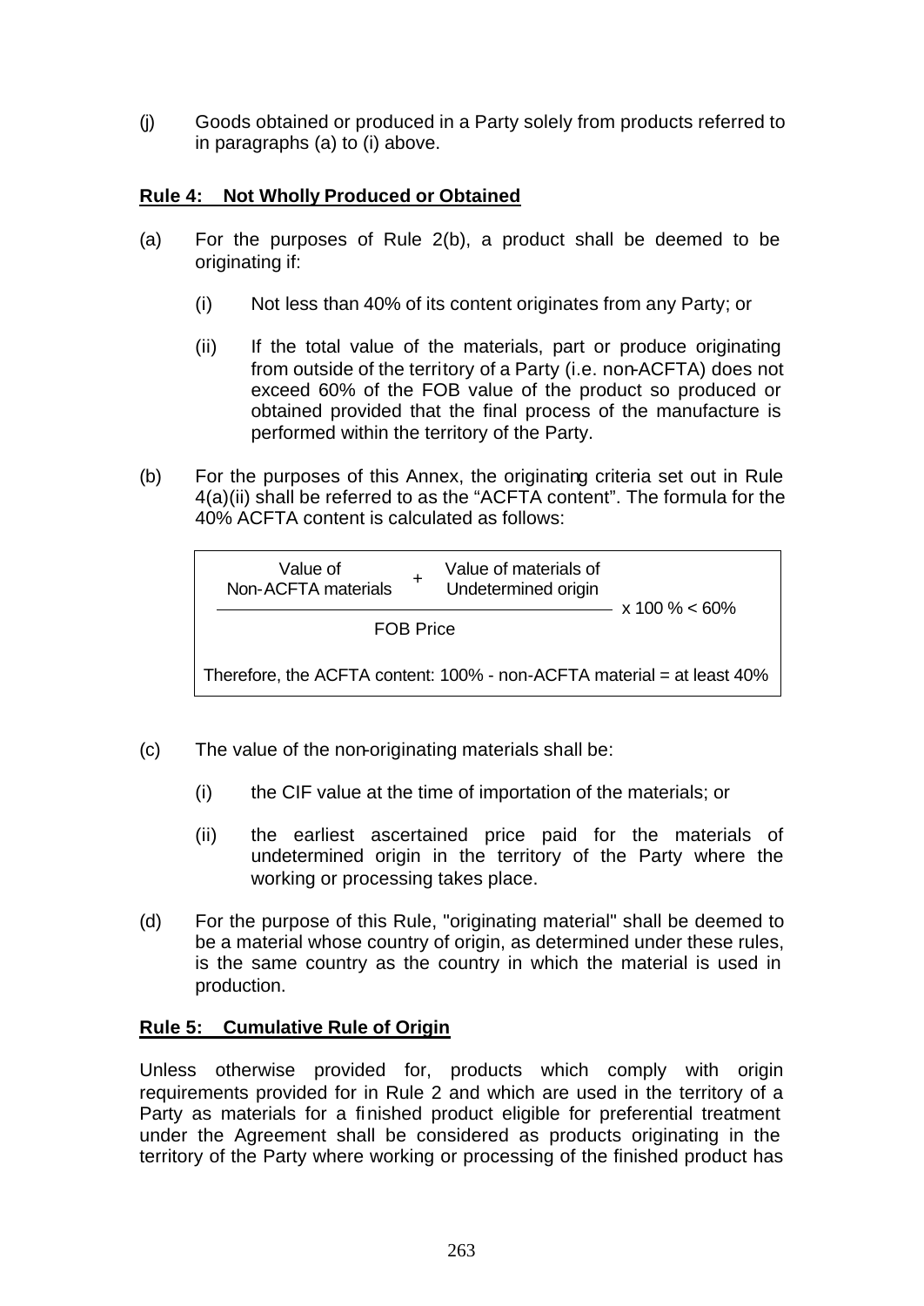(j) Goods obtained or produced in a Party solely from products referred to in paragraphs (a) to (i) above.

**Rule 4: Not Wholly Produced or Obtained**

(a) For the purposes of Rule 2(b), a product shall be deemed to be originating if:

(i) Not less than 40% of its content originates from any Party; or

(ii) If the total value of the materials, part or produce originating from outside of the territory of a Party (i.e. non-ACFTA) does not exceed 60% of the FOB value of the product so produced or obtained provided that the final process of the manufacture is performed within the territory of the Party.

(b) For the purposes of this Annex, the originating criteria set out in Rule 4(a)(ii) shall be referred to as the "ACFTA content". The formula for the 40% ACFTA content is calculated as follows:

$$\frac{\text{Value of Non-ACFTA materials} + \text{Value of materials of Undetermined origin}}{\text{FOB Price}} \times 100\ \% < 60\%$$

Therefore, the ACFTA content: 100% - non-ACFTA material = at least 40%

(c) The value of the non-originating materials shall be:

(i) the CIF value at the time of importation of the materials; or

(ii) the earliest ascertained price paid for the materials of undetermined origin in the territory of the Party where the working or processing takes place.

(d) For the purpose of this Rule, "originating material" shall be deemed to be a material whose country of origin, as determined under these rules, is the same country as the country in which the material is used in production.

**Rule 5: Cumulative Rule of Origin**

Unless otherwise provided for, products which comply with origin requirements provided for in Rule 2 and which are used in the territory of a Party as materials for a finished product eligible for preferential treatment under the Agreement shall be considered as products originating in the territory of the Party where working or processing of the finished product has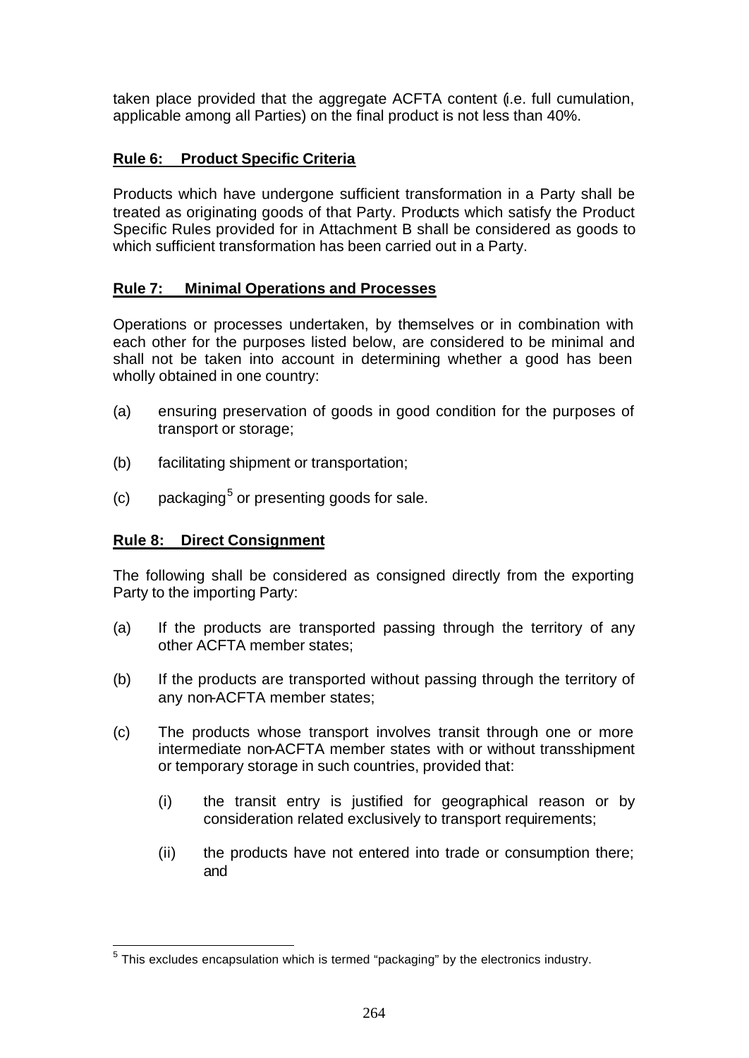taken place provided that the aggregate ACFTA content (i.e. full cumulation, applicable among all Parties) on the final product is not less than 40%.

**Rule 6: Product Specific Criteria**

Products which have undergone sufficient transformation in a Party shall be treated as originating goods of that Party. Products which satisfy the Product Specific Rules provided for in Attachment B shall be considered as goods to which sufficient transformation has been carried out in a Party.

**Rule 7: Minimal Operations and Processes**

Operations or processes undertaken, by themselves or in combination with each other for the purposes listed below, are considered to be minimal and shall not be taken into account in determining whether a good has been wholly obtained in one country:

(a) ensuring preservation of goods in good condition for the purposes of transport or storage;

(b) facilitating shipment or transportation;

(c) packaging[5] or presenting goods for sale.

**Rule 8: Direct Consignment**

The following shall be considered as consigned directly from the exporting Party to the importing Party:

(a) If the products are transported passing through the territory of any other ACFTA member states;

(b) If the products are transported without passing through the territory of any non-ACFTA member states;

(c) The products whose transport involves transit through one or more intermediate non-ACFTA member states with or without transshipment or temporary storage in such countries, provided that:

(i) the transit entry is justified for geographical reason or by consideration related exclusively to transport requirements;

(ii) the products have not entered into trade or consumption there; and

[5] This excludes encapsulation which is termed "packaging" by the electronics industry.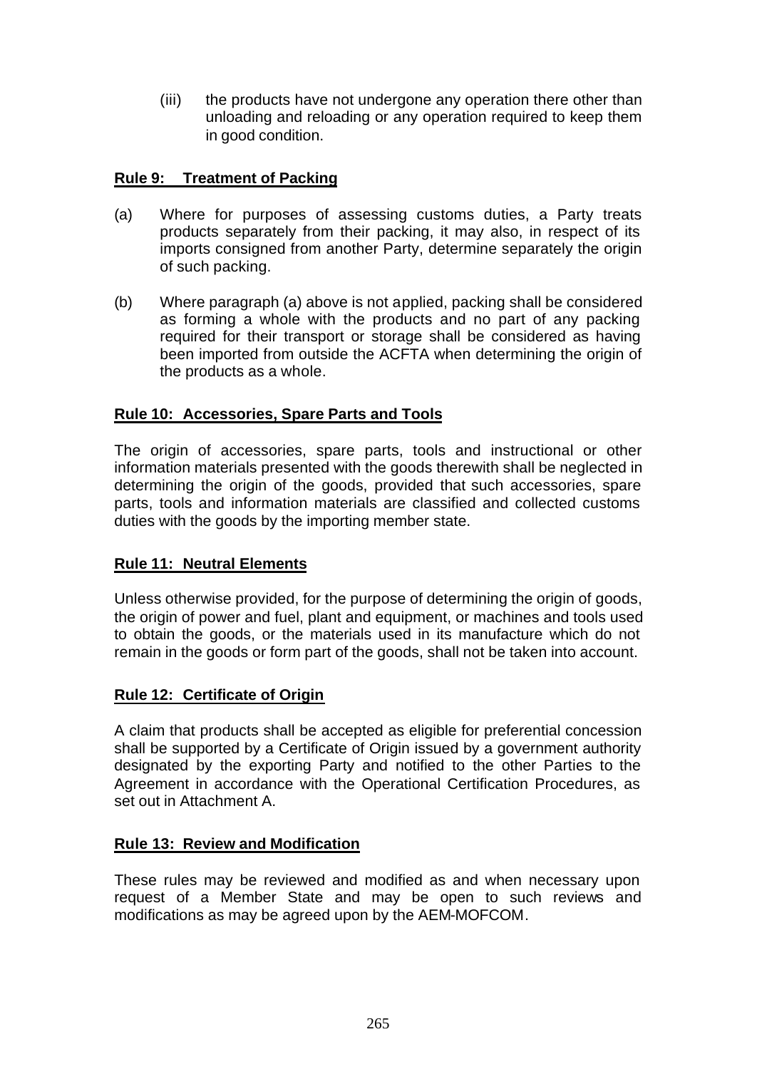(iii) the products have not undergone any operation there other than unloading and reloading or any operation required to keep them in good condition.

**Rule 9: Treatment of Packing**

(a) Where for purposes of assessing customs duties, a Party treats products separately from their packing, it may also, in respect of its imports consigned from another Party, determine separately the origin of such packing.

(b) Where paragraph (a) above is not applied, packing shall be considered as forming a whole with the products and no part of any packing required for their transport or storage shall be considered as having been imported from outside the ACFTA when determining the origin of the products as a whole.

**Rule 10: Accessories, Spare Parts and Tools**

The origin of accessories, spare parts, tools and instructional or other information materials presented with the goods therewith shall be neglected in determining the origin of the goods, provided that such accessories, spare parts, tools and information materials are classified and collected customs duties with the goods by the importing member state.

**Rule 11: Neutral Elements**

Unless otherwise provided, for the purpose of determining the origin of goods, the origin of power and fuel, plant and equipment, or machines and tools used to obtain the goods, or the materials used in its manufacture which do not remain in the goods or form part of the goods, shall not be taken into account.

**Rule 12: Certificate of Origin**

A claim that products shall be accepted as eligible for preferential concession shall be supported by a Certificate of Origin issued by a government authority designated by the exporting Party and notified to the other Parties to the Agreement in accordance with the Operational Certification Procedures, as set out in Attachment A.

**Rule 13: Review and Modification**

These rules may be reviewed and modified as and when necessary upon request of a Member State and may be open to such reviews and modifications as may be agreed upon by the AEM-MOFCOM.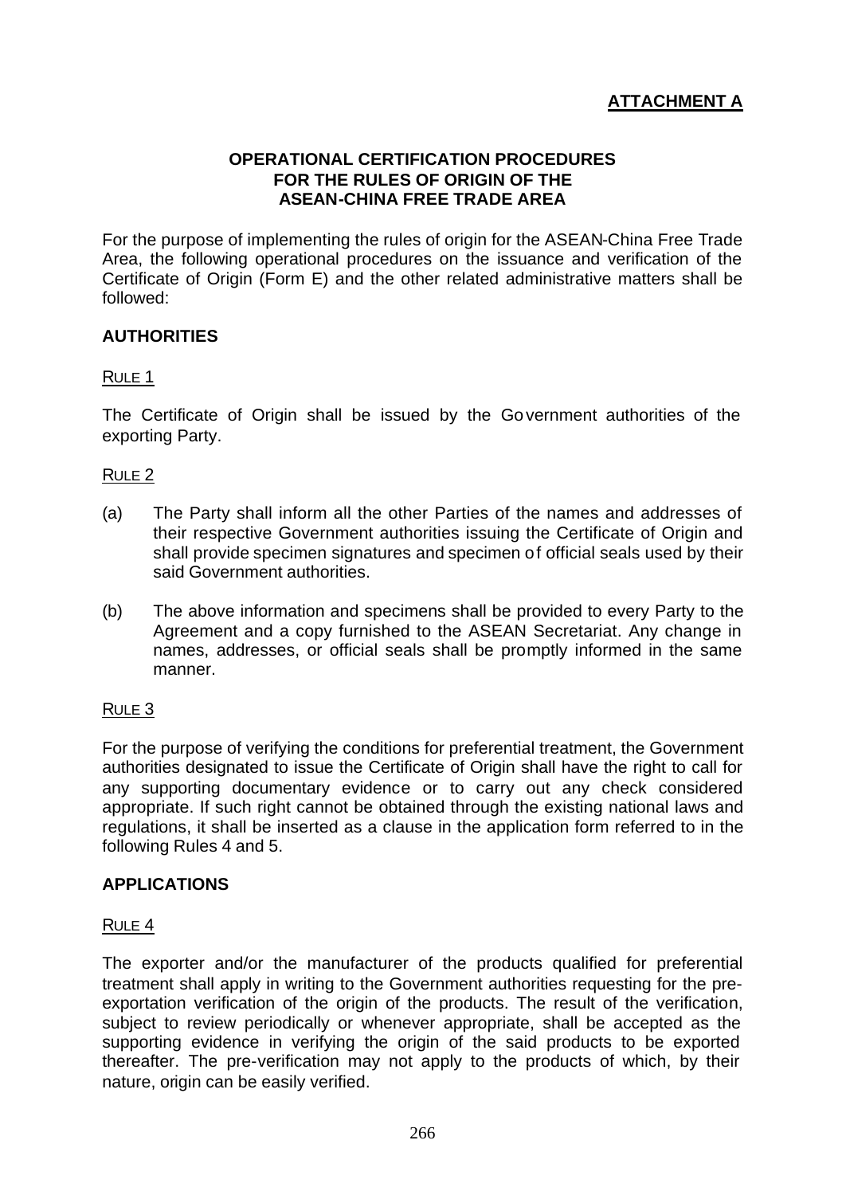**ATTACHMENT A**

# OPERATIONAL CERTIFICATION PROCEDURES FOR THE RULES OF ORIGIN OF THE ASEAN-CHINA FREE TRADE AREA

For the purpose of implementing the rules of origin for the ASEAN-China Free Trade Area, the following operational procedures on the issuance and verification of the Certificate of Origin (Form E) and the other related administrative matters shall be followed:

## AUTHORITIES

RULE 1

The Certificate of Origin shall be issued by the Government authorities of the exporting Party.

RULE 2

(a) The Party shall inform all the other Parties of the names and addresses of their respective Government authorities issuing the Certificate of Origin and shall provide specimen signatures and specimen of official seals used by their said Government authorities.

(b) The above information and specimens shall be provided to every Party to the Agreement and a copy furnished to the ASEAN Secretariat. Any change in names, addresses, or official seals shall be promptly informed in the same manner.

RULE 3

For the purpose of verifying the conditions for preferential treatment, the Government authorities designated to issue the Certificate of Origin shall have the right to call for any supporting documentary evidence or to carry out any check considered appropriate. If such right cannot be obtained through the existing national laws and regulations, it shall be inserted as a clause in the application form referred to in the following Rules 4 and 5.

## APPLICATIONS

RULE 4

The exporter and/or the manufacturer of the products qualified for preferential treatment shall apply in writing to the Government authorities requesting for the pre-exportation verification of the origin of the products. The result of the verification, subject to review periodically or whenever appropriate, shall be accepted as the supporting evidence in verifying the origin of the said products to be exported thereafter. The pre-verification may not apply to the products of which, by their nature, origin can be easily verified.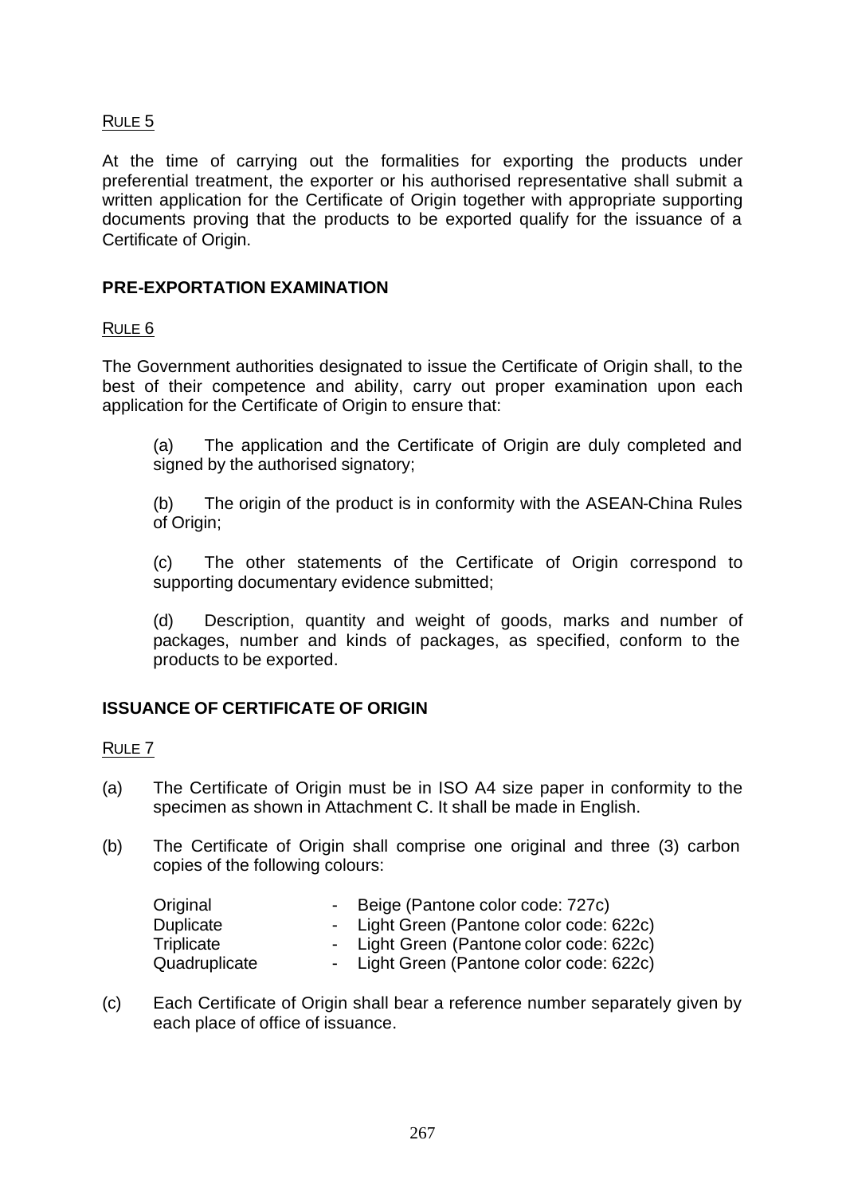RULE 5

At the time of carrying out the formalities for exporting the products under preferential treatment, the exporter or his authorised representative shall submit a written application for the Certificate of Origin together with appropriate supporting documents proving that the products to be exported qualify for the issuance of a Certificate of Origin.

## PRE-EXPORTATION EXAMINATION

RULE 6

The Government authorities designated to issue the Certificate of Origin shall, to the best of their competence and ability, carry out proper examination upon each application for the Certificate of Origin to ensure that:

(a) The application and the Certificate of Origin are duly completed and signed by the authorised signatory;

(b) The origin of the product is in conformity with the ASEAN-China Rules of Origin;

(c) The other statements of the Certificate of Origin correspond to supporting documentary evidence submitted;

(d) Description, quantity and weight of goods, marks and number of packages, number and kinds of packages, as specified, conform to the products to be exported.

## ISSUANCE OF CERTIFICATE OF ORIGIN

RULE 7

(a) The Certificate of Origin must be in ISO A4 size paper in conformity to the specimen as shown in Attachment C. It shall be made in English.

(b) The Certificate of Origin shall comprise one original and three (3) carbon copies of the following colours:

| | | |
|---|---|---|
| Original | - | Beige (Pantone color code: 727c) |
| Duplicate | - | Light Green (Pantone color code: 622c) |
| Triplicate | - | Light Green (Pantone color code: 622c) |
| Quadruplicate | - | Light Green (Pantone color code: 622c) |

(c) Each Certificate of Origin shall bear a reference number separately given by each place of office of issuance.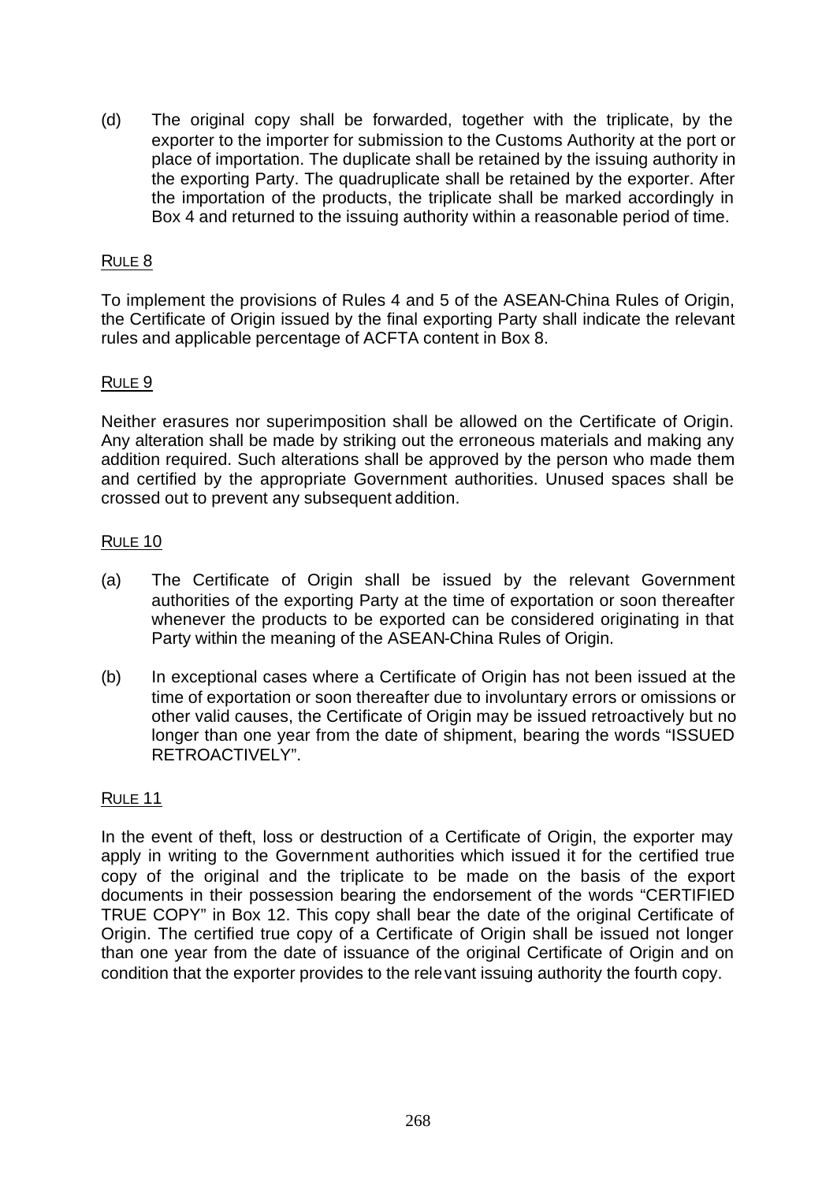(d) The original copy shall be forwarded, together with the triplicate, by the exporter to the importer for submission to the Customs Authority at the port or place of importation. The duplicate shall be retained by the issuing authority in the exporting Party. The quadruplicate shall be retained by the exporter. After the importation of the products, the triplicate shall be marked accordingly in Box 4 and returned to the issuing authority within a reasonable period of time.

RULE 8

To implement the provisions of Rules 4 and 5 of the ASEAN-China Rules of Origin, the Certificate of Origin issued by the final exporting Party shall indicate the relevant rules and applicable percentage of ACFTA content in Box 8.

RULE 9

Neither erasures nor superimposition shall be allowed on the Certificate of Origin. Any alteration shall be made by striking out the erroneous materials and making any addition required. Such alterations shall be approved by the person who made them and certified by the appropriate Government authorities. Unused spaces shall be crossed out to prevent any subsequent addition.

RULE 10

(a) The Certificate of Origin shall be issued by the relevant Government authorities of the exporting Party at the time of exportation or soon thereafter whenever the products to be exported can be considered originating in that Party within the meaning of the ASEAN-China Rules of Origin.

(b) In exceptional cases where a Certificate of Origin has not been issued at the time of exportation or soon thereafter due to involuntary errors or omissions or other valid causes, the Certificate of Origin may be issued retroactively but no longer than one year from the date of shipment, bearing the words "ISSUED RETROACTIVELY".

RULE 11

In the event of theft, loss or destruction of a Certificate of Origin, the exporter may apply in writing to the Government authorities which issued it for the certified true copy of the original and the triplicate to be made on the basis of the export documents in their possession bearing the endorsement of the words "CERTIFIED TRUE COPY" in Box 12. This copy shall bear the date of the original Certificate of Origin. The certified true copy of a Certificate of Origin shall be issued not longer than one year from the date of issuance of the original Certificate of Origin and on condition that the exporter provides to the relevant issuing authority the fourth copy.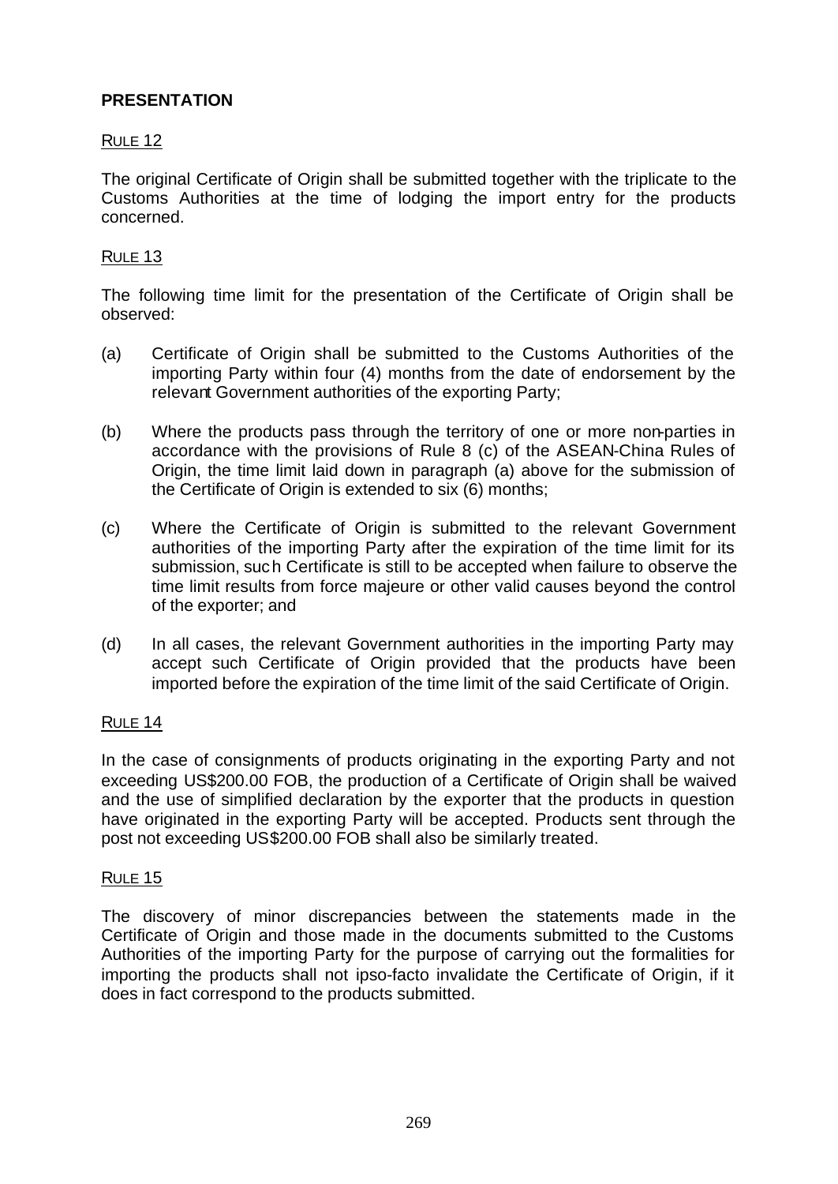**PRESENTATION**

RULE 12

The original Certificate of Origin shall be submitted together with the triplicate to the Customs Authorities at the time of lodging the import entry for the products concerned.

RULE 13

The following time limit for the presentation of the Certificate of Origin shall be observed:

(a) Certificate of Origin shall be submitted to the Customs Authorities of the importing Party within four (4) months from the date of endorsement by the relevant Government authorities of the exporting Party;

(b) Where the products pass through the territory of one or more non-parties in accordance with the provisions of Rule 8 (c) of the ASEAN-China Rules of Origin, the time limit laid down in paragraph (a) above for the submission of the Certificate of Origin is extended to six (6) months;

(c) Where the Certificate of Origin is submitted to the relevant Government authorities of the importing Party after the expiration of the time limit for its submission, such Certificate is still to be accepted when failure to observe the time limit results from force majeure or other valid causes beyond the control of the exporter; and

(d) In all cases, the relevant Government authorities in the importing Party may accept such Certificate of Origin provided that the products have been imported before the expiration of the time limit of the said Certificate of Origin.

RULE 14

In the case of consignments of products originating in the exporting Party and not exceeding US$200.00 FOB, the production of a Certificate of Origin shall be waived and the use of simplified declaration by the exporter that the products in question have originated in the exporting Party will be accepted. Products sent through the post not exceeding US$200.00 FOB shall also be similarly treated.

RULE 15

The discovery of minor discrepancies between the statements made in the Certificate of Origin and those made in the documents submitted to the Customs Authorities of the importing Party for the purpose of carrying out the formalities for importing the products shall not ipso-facto invalidate the Certificate of Origin, if it does in fact correspond to the products submitted.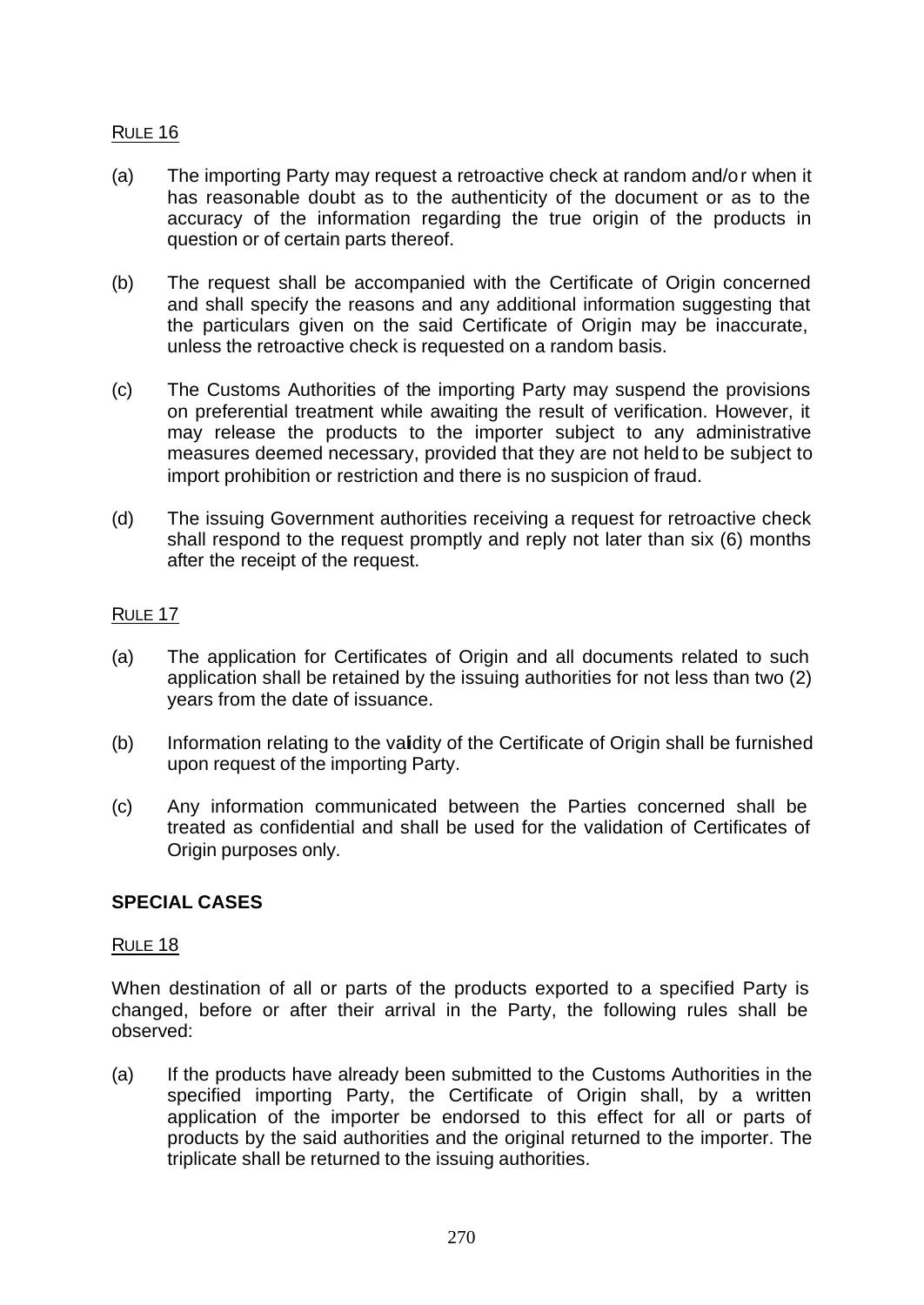RULE 16

(a) The importing Party may request a retroactive check at random and/or when it has reasonable doubt as to the authenticity of the document or as to the accuracy of the information regarding the true origin of the products in question or of certain parts thereof.

(b) The request shall be accompanied with the Certificate of Origin concerned and shall specify the reasons and any additional information suggesting that the particulars given on the said Certificate of Origin may be inaccurate, unless the retroactive check is requested on a random basis.

(c) The Customs Authorities of the importing Party may suspend the provisions on preferential treatment while awaiting the result of verification. However, it may release the products to the importer subject to any administrative measures deemed necessary, provided that they are not held to be subject to import prohibition or restriction and there is no suspicion of fraud.

(d) The issuing Government authorities receiving a request for retroactive check shall respond to the request promptly and reply not later than six (6) months after the receipt of the request.

RULE 17

(a) The application for Certificates of Origin and all documents related to such application shall be retained by the issuing authorities for not less than two (2) years from the date of issuance.

(b) Information relating to the validity of the Certificate of Origin shall be furnished upon request of the importing Party.

(c) Any information communicated between the Parties concerned shall be treated as confidential and shall be used for the validation of Certificates of Origin purposes only.

**SPECIAL CASES**

RULE 18

When destination of all or parts of the products exported to a specified Party is changed, before or after their arrival in the Party, the following rules shall be observed:

(a) If the products have already been submitted to the Customs Authorities in the specified importing Party, the Certificate of Origin shall, by a written application of the importer be endorsed to this effect for all or parts of products by the said authorities and the original returned to the importer. The triplicate shall be returned to the issuing authorities.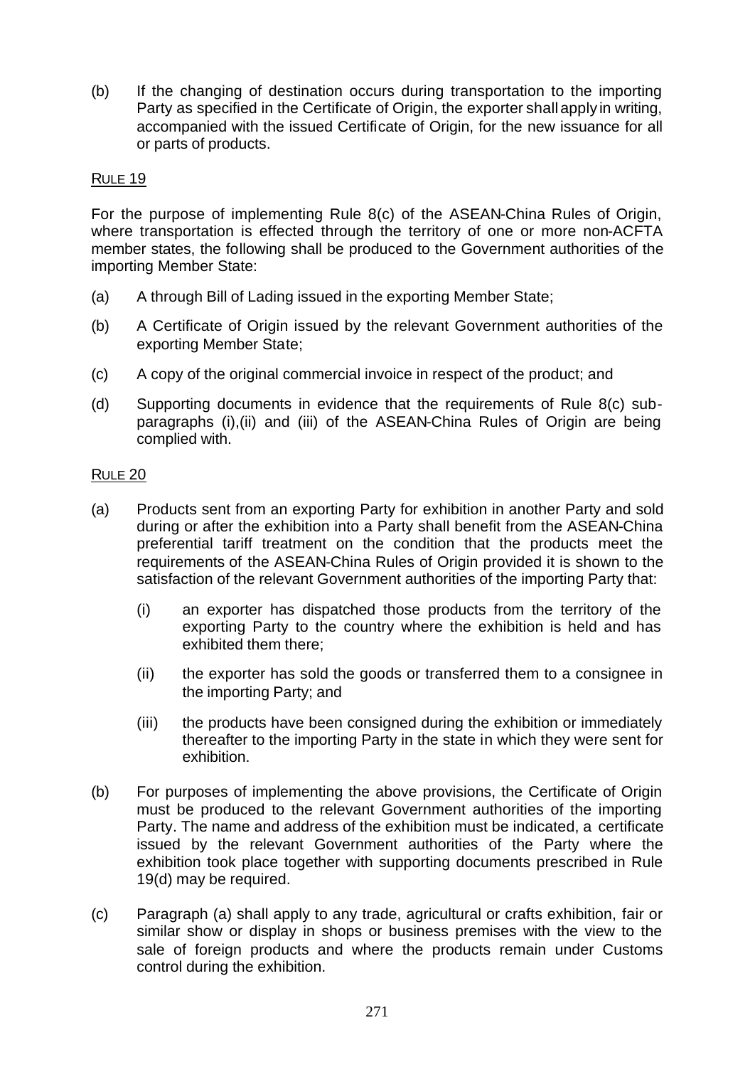(b) If the changing of destination occurs during transportation to the importing Party as specified in the Certificate of Origin, the exporter shall apply in writing, accompanied with the issued Certificate of Origin, for the new issuance for all or parts of products.

RULE 19

For the purpose of implementing Rule 8(c) of the ASEAN-China Rules of Origin, where transportation is effected through the territory of one or more non-ACFTA member states, the following shall be produced to the Government authorities of the importing Member State:

(a) A through Bill of Lading issued in the exporting Member State;

(b) A Certificate of Origin issued by the relevant Government authorities of the exporting Member State;

(c) A copy of the original commercial invoice in respect of the product; and

(d) Supporting documents in evidence that the requirements of Rule 8(c) sub-paragraphs (i),(ii) and (iii) of the ASEAN-China Rules of Origin are being complied with.

RULE 20

(a) Products sent from an exporting Party for exhibition in another Party and sold during or after the exhibition into a Party shall benefit from the ASEAN-China preferential tariff treatment on the condition that the products meet the requirements of the ASEAN-China Rules of Origin provided it is shown to the satisfaction of the relevant Government authorities of the importing Party that:

  (i) an exporter has dispatched those products from the territory of the exporting Party to the country where the exhibition is held and has exhibited them there;

  (ii) the exporter has sold the goods or transferred them to a consignee in the importing Party; and

  (iii) the products have been consigned during the exhibition or immediately thereafter to the importing Party in the state in which they were sent for exhibition.

(b) For purposes of implementing the above provisions, the Certificate of Origin must be produced to the relevant Government authorities of the importing Party. The name and address of the exhibition must be indicated, a certificate issued by the relevant Government authorities of the Party where the exhibition took place together with supporting documents prescribed in Rule 19(d) may be required.

(c) Paragraph (a) shall apply to any trade, agricultural or crafts exhibition, fair or similar show or display in shops or business premises with the view to the sale of foreign products and where the products remain under Customs control during the exhibition.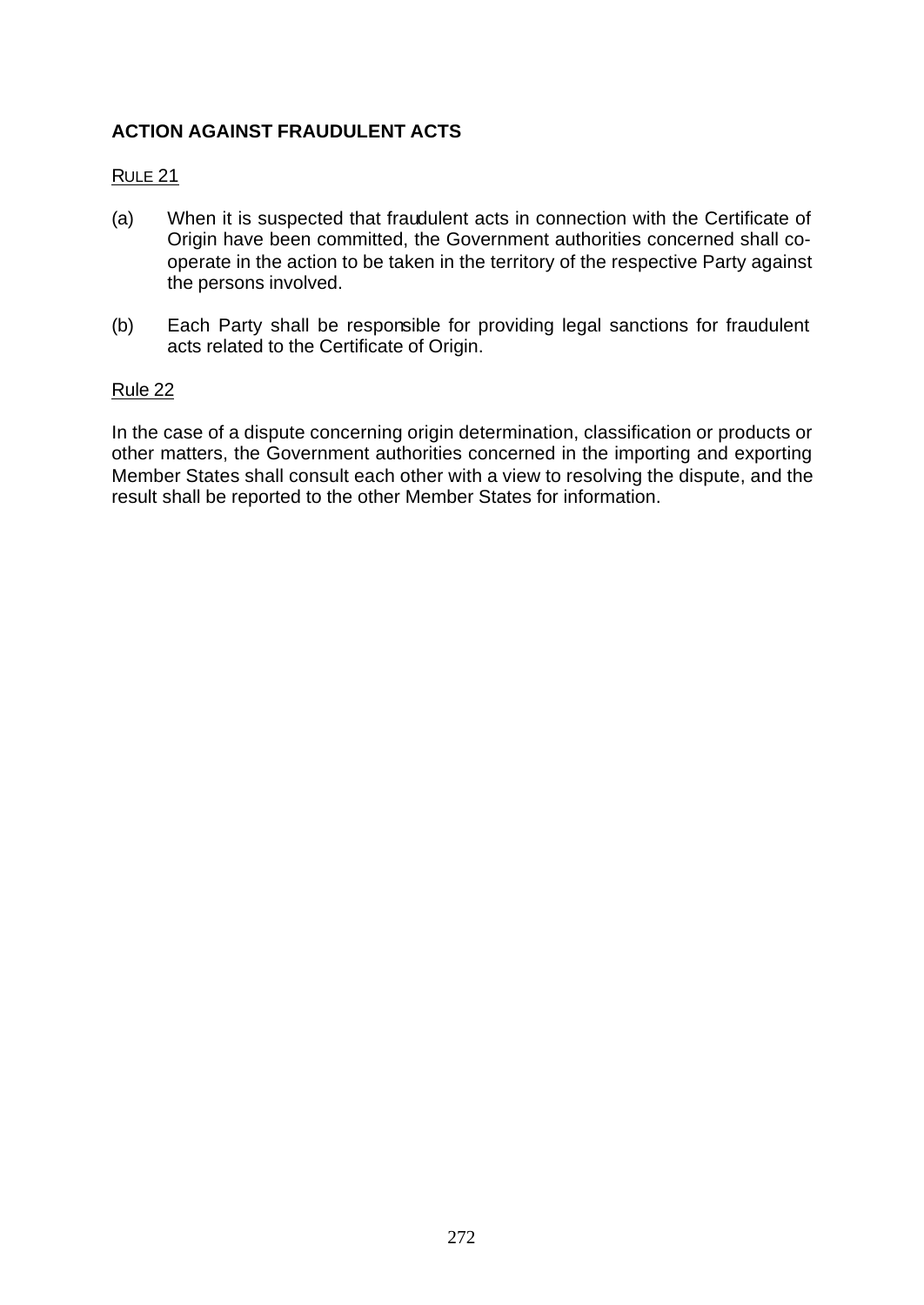**ACTION AGAINST FRAUDULENT ACTS**

RULE 21

(a) When it is suspected that fraudulent acts in connection with the Certificate of Origin have been committed, the Government authorities concerned shall co-operate in the action to be taken in the territory of the respective Party against the persons involved.

(b) Each Party shall be responsible for providing legal sanctions for fraudulent acts related to the Certificate of Origin.

Rule 22

In the case of a dispute concerning origin determination, classification or products or other matters, the Government authorities concerned in the importing and exporting Member States shall consult each other with a view to resolving the dispute, and the result shall be reported to the other Member States for information.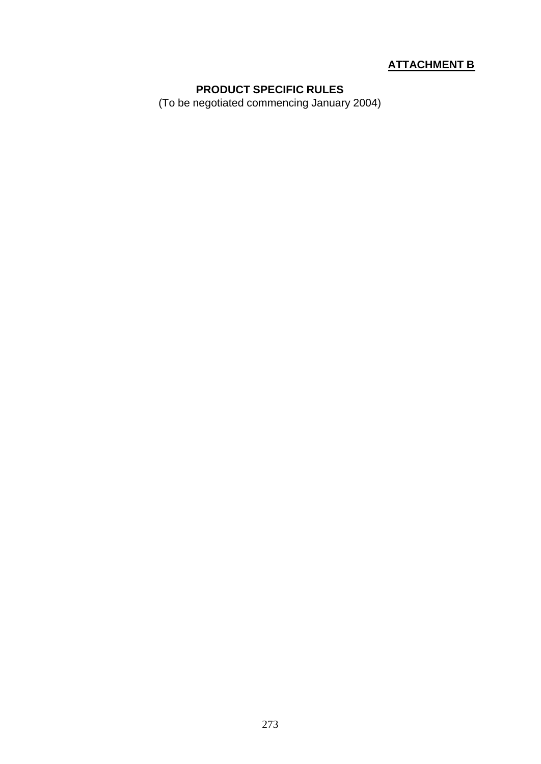**ATTACHMENT B**

## PRODUCT SPECIFIC RULES

(To be negotiated commencing January 2004)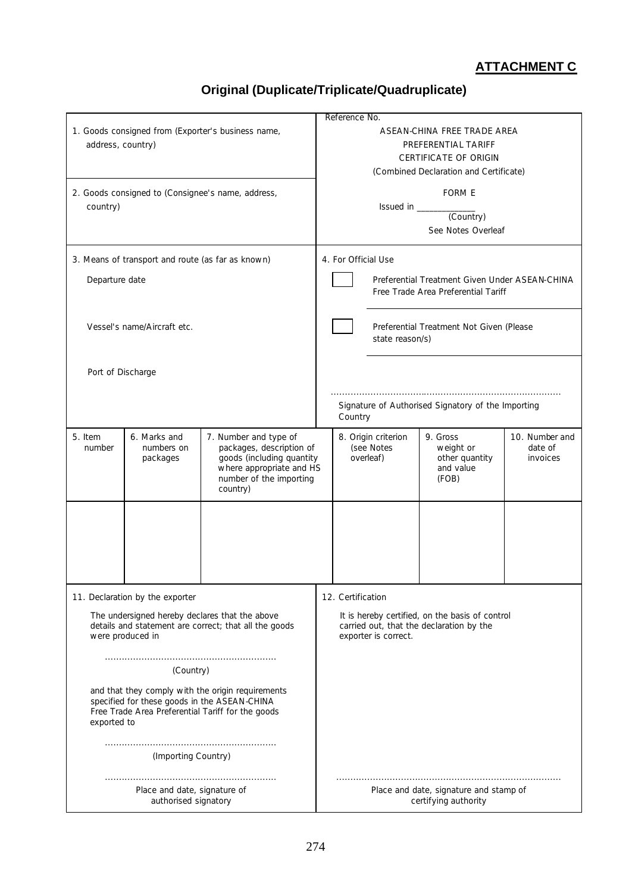**ATTACHMENT C**

## Original (Duplicate/Triplicate/Quadruplicate)

| | |
|---|---|
| 1. Goods consigned from (Exporter's business name, address, country) | Reference No. <br> ASEAN-CHINA FREE TRADE AREA <br> PREFERENTIAL TARIFF <br> CERTIFICATE OF ORIGIN <br> (Combined Declaration and Certificate) |
| 2. Goods consigned to (Consignee's name, address, country) | FORM E <br> Issued in \_\_\_\_\_\_\_\_\_\_\_\_ <br> (Country) <br> See Notes Overleaf |
| 3. Means of transport and route (as far as known) <br><br> Departure date <br><br> Vessel's name/Aircraft etc. <br><br> Port of Discharge | 4. For Official Use <br><br> ☐ Preferential Treatment Given Under ASEAN-CHINA Free Trade Area Preferential Tariff <br><br> ☐ Preferential Treatment Not Given (Please state reason/s) <br><br> ..................................................................... <br> Signature of Authorised Signatory of the Importing Country |

| 5. Item number | 6. Marks and numbers on packages | 7. Number and type of packages, description of goods (including quantity where appropriate and HS number of the importing country) | 8. Origin criterion (see Notes overleaf) | 9. Gross weight or other quantity and value (FOB) | 10. Number and date of invoices |
|---|---|---|---|---|---|
| | | | | | |

| | |
|---|---|
| 11. Declaration by the exporter <br><br> The undersigned hereby declares that the above details and statement are correct; that all the goods were produced in <br><br> ............................................................ <br> (Country) <br><br> and that they comply with the origin requirements specified for these goods in the ASEAN-CHINA Free Trade Area Preferential Tariff for the goods exported to <br><br> ............................................................ <br> (Importing Country) <br><br> ............................................................ <br> Place and date, signature of authorised signatory | 12. Certification <br><br> It is hereby certified, on the basis of control carried out, that the declaration by the exporter is correct. <br><br> ............................................................................ <br> Place and date, signature and stamp of certifying authority |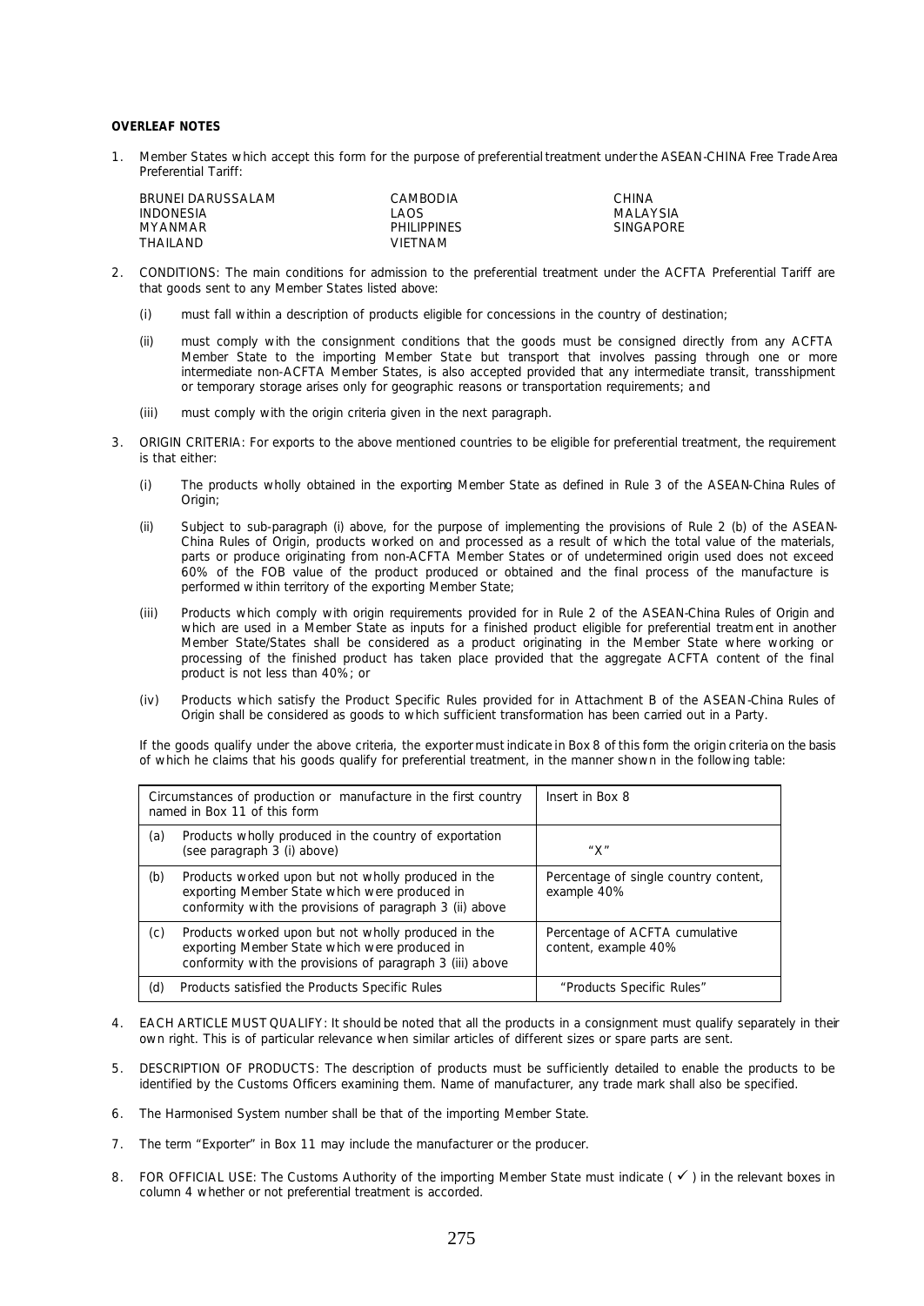**OVERLEAF NOTES**

1. Member States which accept this form for the purpose of preferential treatment under the ASEAN-CHINA Free Trade Area Preferential Tariff:

| | | |
|---|---|---|
| BRUNEI DARUSSALAM | CAMBODIA | CHINA |
| INDONESIA | LAOS | MALAYSIA |
| MYANMAR | PHILIPPINES | SINGAPORE |
| THAILAND | VIETNAM | |

2. CONDITIONS: The main conditions for admission to the preferential treatment under the ACFTA Preferential Tariff are that goods sent to any Member States listed above:

   (i) must fall within a description of products eligible for concessions in the country of destination;

   (ii) must comply with the consignment conditions that the goods must be consigned directly from any ACFTA Member State to the importing Member State but transport that involves passing through one or more intermediate non-ACFTA Member States, is also accepted provided that any intermediate transit, transshipment or temporary storage arises only for geographic reasons or transportation requirements; and

   (iii) must comply with the origin criteria given in the next paragraph.

3. ORIGIN CRITERIA: For exports to the above mentioned countries to be eligible for preferential treatment, the requirement is that either:

   (i) The products wholly obtained in the exporting Member State as defined in Rule 3 of the ASEAN-China Rules of Origin;

   (ii) Subject to sub-paragraph (i) above, for the purpose of implementing the provisions of Rule 2 (b) of the ASEAN-China Rules of Origin, products worked on and processed as a result of which the total value of the materials, parts or produce originating from non-ACFTA Member States or of undetermined origin used does not exceed 60% of the FOB value of the product produced or obtained and the final process of the manufacture is performed within territory of the exporting Member State;

   (iii) Products which comply with origin requirements provided for in Rule 2 of the ASEAN-China Rules of Origin and which are used in a Member State as inputs for a finished product eligible for preferential treatment in another Member State/States shall be considered as a product originating in the Member State where working or processing of the finished product has taken place provided that the aggregate ACFTA content of the final product is not less than 40%; or

   (iv) Products which satisfy the Product Specific Rules provided for in Attachment B of the ASEAN-China Rules of Origin shall be considered as goods to which sufficient transformation has been carried out in a Party.

   If the goods qualify under the above criteria, the exporter must indicate in Box 8 of this form the origin criteria on the basis of which he claims that his goods qualify for preferential treatment, in the manner shown in the following table:

| Circumstances of production or manufacture in the first country named in Box 11 of this form | Insert in Box 8 |
|---|---|
| (a) Products wholly produced in the country of exportation (see paragraph 3 (i) above) | "X" |
| (b) Products worked upon but not wholly produced in the exporting Member State which were produced in conformity with the provisions of paragraph 3 (ii) above | Percentage of single country content, example 40% |
| (c) Products worked upon but not wholly produced in the exporting Member State which were produced in conformity with the provisions of paragraph 3 (iii) above | Percentage of ACFTA cumulative content, example 40% |
| (d) Products satisfied the Products Specific Rules | "Products Specific Rules" |

4. EACH ARTICLE MUST QUALIFY: It should be noted that all the products in a consignment must qualify separately in their own right. This is of particular relevance when similar articles of different sizes or spare parts are sent.

5. DESCRIPTION OF PRODUCTS: The description of products must be sufficiently detailed to enable the products to be identified by the Customs Officers examining them. Name of manufacturer, any trade mark shall also be specified.

6. The Harmonised System number shall be that of the importing Member State.

7. The term "Exporter" in Box 11 may include the manufacturer or the producer.

8. FOR OFFICIAL USE: The Customs Authority of the importing Member State must indicate ( ✓ ) in the relevant boxes in column 4 whether or not preferential treatment is accorded.